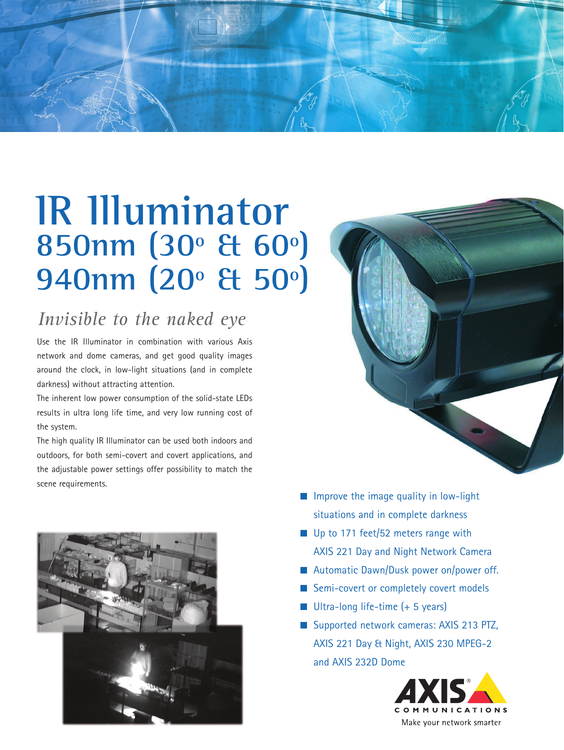# IR Illuminator

## 850nm (30º & 60º)
## 940nm (20º & 50º)

### *Invisible to the naked eye*

Use the IR Illuminator in combination with various Axis network and dome cameras, and get good quality images around the clock, in low-light situations (and in complete darkness) without attracting attention.

The inherent low power consumption of the solid-state LEDs results in ultra long life time, and very low running cost of the system.

The high quality IR Illuminator can be used both indoors and outdoors, for both semi-covert and covert applications, and the adjustable power settings offer possibility to match the scene requirements.

- Improve the image quality in low-light situations and in complete darkness
- Up to 171 feet/52 meters range with AXIS 221 Day and Night Network Camera
- Automatic Dawn/Dusk power on/power off.
- Semi-covert or completely covert models
- Ultra-long life-time (+ 5 years)
- Supported network cameras: AXIS 213 PTZ, AXIS 221 Day & Night, AXIS 230 MPEG-2 and AXIS 232D Dome

AXIS COMMUNICATIONS

Make your network smarter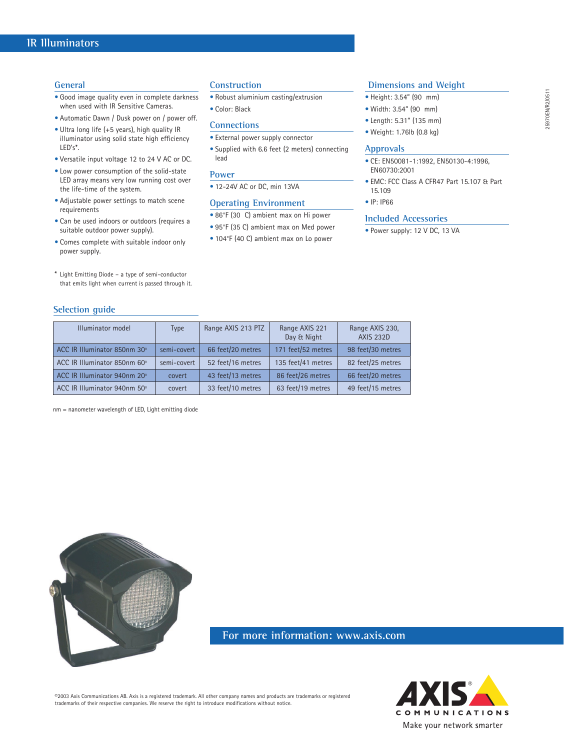# IR Illuminators

## General

- Good image quality even in complete darkness when used with IR Sensitive Cameras.
- Automatic Dawn / Dusk power on / power off.
- Ultra long life (+5 years), high quality IR illuminator using solid state high efficiency LED's*.
- Versatile input voltage 12 to 24 V AC or DC.
- Low power consumption of the solid-state LED array means very low running cost over the life-time of the system.
- Adjustable power settings to match scene requirements
- Can be used indoors or outdoors (requires a suitable outdoor power supply).
- Comes complete with suitable indoor only power supply.

\* Light Emitting Diode – a type of semi-conductor that emits light when current is passed through it.

## Construction

- Robust aluminium casting/extrusion
- Color: Black

## Connections

- External power supply connector
- Supplied with 6.6 feet (2 meters) connecting lead

## Power

- 12-24V AC or DC, min 13VA

## Operating Environment

- 86°F (30 C) ambient max on Hi power
- 95°F (35 C) ambient max on Med power
- 104°F (40 C) ambient max on Lo power

## Dimensions and Weight

- Height: 3.54" (90 mm)
- Width: 3.54" (90 mm)
- Length: 5.31" (135 mm)
- Weight: 1.76lb (0.8 kg)

## Approvals

- CE: EN50081-1:1992, EN50130-4:1996, EN60730:2001
- EMC: FCC Class A CFR47 Part 15.107 & Part 15.109
- IP: IP66

## Included Accessories

- Power supply: 12 V DC, 13 VA

## Selection guide

| Illuminator model | Type | Range AXIS 213 PTZ | Range AXIS 221 Day & Night | Range AXIS 230, AXIS 232D |
|---|---|---|---|---|
| ACC IR Illuminator 850nm 30° | semi-covert | 66 feet/20 metres | 171 feet/52 metres | 98 feet/30 metres |
| ACC IR Illuminator 850nm 60° | semi-covert | 52 feet/16 metres | 135 feet/41 metres | 82 feet/25 metres |
| ACC IR Illuminator 940nm 20° | covert | 43 feet/13 metres | 86 feet/26 metres | 66 feet/20 metres |
| ACC IR Illuminator 940nm 50° | covert | 33 feet/10 metres | 63 feet/19 metres | 49 feet/15 metres |

nm = nanometer wavelength of LED, Light emitting diode

For more information: www.axis.com

©2003 Axis Communications AB. Axis is a registered trademark. All other company names and products are trademarks or registered trademarks of their respective companies. We reserve the right to introduce modifications without notice.

AXIS COMMUNICATIONS

Make your network smarter

25970EN/R2/0511